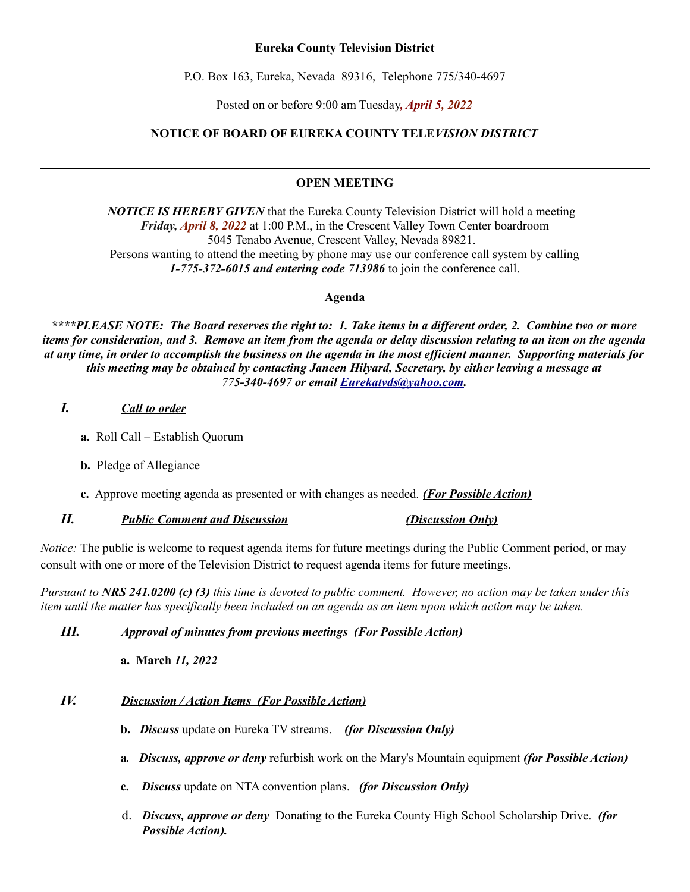**Eureka County Television District**

P.O. Box 163, Eureka, Nevada 89316, Telephone 775/340-4697

Posted on or before 9:00 am Tuesday***, April 5, 2022***

**NOTICE OF BOARD OF EUREKA COUNTY TELE*VISION DISTRICT***

---

## OPEN MEETING

***NOTICE IS HEREBY GIVEN*** that the Eureka County Television District will hold a meeting ***Friday, April 8, 2022*** at 1:00 P.M., in the Crescent Valley Town Center boardroom 5045 Tenabo Avenue, Crescent Valley, Nevada 89821.
Persons wanting to attend the meeting by phone may use our conference call system by calling ***1-775-372-6015 and entering code 713986*** to join the conference call.

**Agenda**

***\*\*\*\*PLEASE NOTE: The Board reserves the right to: 1. Take items in a different order, 2. Combine two or more items for consideration, and 3. Remove an item from the agenda or delay discussion relating to an item on the agenda at any time, in order to accomplish the business on the agenda in the most efficient manner. Supporting materials for this meeting may be obtained by contacting Janeen Hilyard, Secretary, by either leaving a message at 775-340-4697 or email Eurekatvds@yahoo.com.***

***I. Call to order***

- **a.** Roll Call – Establish Quorum
- **b.** Pledge of Allegiance
- **c.** Approve meeting agenda as presented or with changes as needed. ***(For Possible Action)***

***II. Public Comment and Discussion*** ***(Discussion Only)***

*Notice:* The public is welcome to request agenda items for future meetings during the Public Comment period, or may consult with one or more of the Television District to request agenda items for future meetings.

*Pursuant to* ***NRS 241.0200 (c) (3)*** *this time is devoted to public comment. However, no action may be taken under this item until the matter has specifically been included on an agenda as an item upon which action may be taken.*

***III. Approval of minutes from previous meetings (For Possible Action)***

- **a. March** ***11, 2022***

***IV. Discussion / Action Items (For Possible Action)***

- **b.** ***Discuss*** update on Eureka TV streams. ***(for Discussion Only)***
- **a.** ***Discuss, approve or deny*** refurbish work on the Mary's Mountain equipment ***(for Possible Action)***
- **c.** ***Discuss*** update on NTA convention plans. ***(for Discussion Only)***
- d. ***Discuss, approve or deny*** Donating to the Eureka County High School Scholarship Drive. ***(for Possible Action).***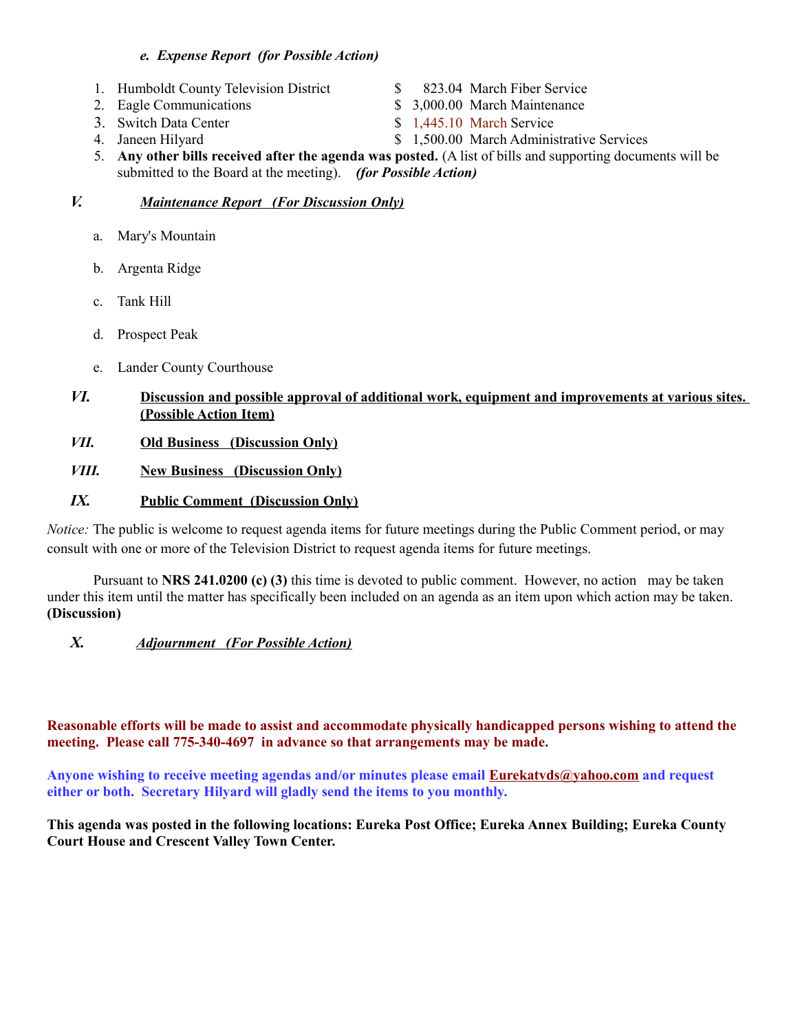*e. Expense Report (for Possible Action)*

1. Humboldt County Television District $ 823.04 March Fiber Service
2. Eagle Communications $ 3,000.00 March Maintenance
3. Switch Data Center $ 1,445.10 March Service
4. Janeen Hilyard $ 1,500.00 March Administrative Services
5. **Any other bills received after the agenda was posted.** (A list of bills and supporting documents will be submitted to the Board at the meeting). ***(for Possible Action)***

## *V.* *Maintenance Report (For Discussion Only)*

a. Mary's Mountain

b. Argenta Ridge

c. Tank Hill

d. Prospect Peak

e. Lander County Courthouse

## *VI.* **Discussion and possible approval of additional work, equipment and improvements at various sites. (Possible Action Item)**

## *VII.* **Old Business (Discussion Only)**

## *VIII.* **New Business (Discussion Only)**

## *IX.* **Public Comment (Discussion Only)**

*Notice:* The public is welcome to request agenda items for future meetings during the Public Comment period, or may consult with one or more of the Television District to request agenda items for future meetings.

Pursuant to **NRS 241.0200 (c) (3)** this time is devoted to public comment. However, no action may be taken under this item until the matter has specifically been included on an agenda as an item upon which action may be taken. **(Discussion)**

## *X.* *Adjournment (For Possible Action)*

**Reasonable efforts will be made to assist and accommodate physically handicapped persons wishing to attend the meeting. Please call 775-340-4697 in advance so that arrangements may be made.**

**Anyone wishing to receive meeting agendas and/or minutes please email Eurekatvds@yahoo.com and request either or both. Secretary Hilyard will gladly send the items to you monthly.**

**This agenda was posted in the following locations: Eureka Post Office; Eureka Annex Building; Eureka County Court House and Crescent Valley Town Center.**